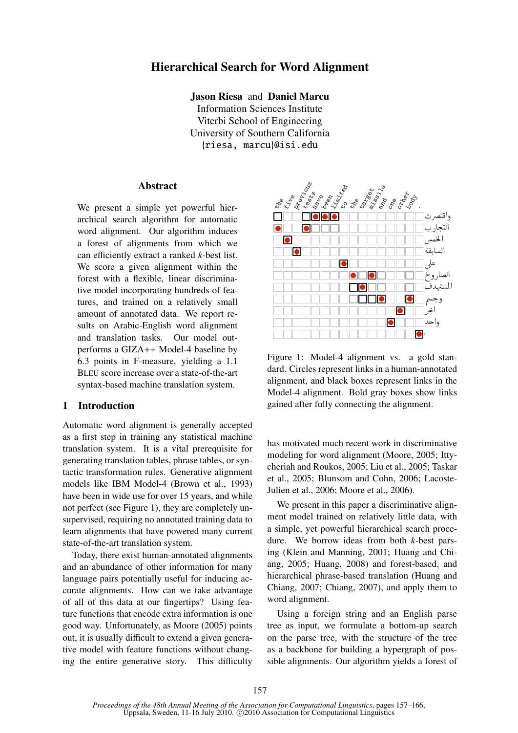# Hierarchical Search for Word Alignment

**Jason Riesa** and **Daniel Marcu**
Information Sciences Institute
Viterbi School of Engineering
University of Southern California
{riesa, marcu}@isi.edu

## Abstract

We present a simple yet powerful hierarchical search algorithm for automatic word alignment. Our algorithm induces a forest of alignments from which we can efficiently extract a ranked $k$-best list. We score a given alignment within the forest with a flexible, linear discriminative model incorporating hundreds of features, and trained on a relatively small amount of annotated data. We report results on Arabic-English word alignment and translation tasks. Our model outperforms a GIZA++ Model-4 baseline by 6.3 points in F-measure, yielding a 1.1 BLEU score increase over a state-of-the-art syntax-based machine translation system.

## 1 Introduction

Automatic word alignment is generally accepted as a first step in training any statistical machine translation system. It is a vital prerequisite for generating translation tables, phrase tables, or syntactic transformation rules. Generative alignment models like IBM Model-4 (Brown et al., 1993) have been in wide use for over 15 years, and while not perfect (see Figure 1), they are completely unsupervised, requiring no annotated training data to learn alignments that have powered many current state-of-the-art translation system.

Today, there exist human-annotated alignments and an abundance of other information for many language pairs potentially useful for inducing accurate alignments. How can we take advantage of all of this data at our fingertips? Using feature functions that encode extra information is one good way. Unfortunately, as Moore (2005) points out, it is usually difficult to extend a given generative model with feature functions without changing the entire generative story. This difficulty

Figure 1: Model-4 alignment vs. a gold standard. Circles represent links in a human-annotated alignment, and black boxes represent links in the Model-4 alignment. Bold gray boxes show links gained after fully connecting the alignment.

has motivated much recent work in discriminative modeling for word alignment (Moore, 2005; Ittycheriah and Roukos, 2005; Liu et al., 2005; Taskar et al., 2005; Blunsom and Cohn, 2006; Lacoste-Julien et al., 2006; Moore et al., 2006).

We present in this paper a discriminative alignment model trained on relatively little data, with a simple, yet powerful hierarchical search procedure. We borrow ideas from both $k$-best parsing (Klein and Manning, 2001; Huang and Chiang, 2005; Huang, 2008) and forest-based, and hierarchical phrase-based translation (Huang and Chiang, 2007; Chiang, 2007), and apply them to word alignment.

Using a foreign string and an English parse tree as input, we formulate a bottom-up search on the parse tree, with the structure of the tree as a backbone for building a hypergraph of possible alignments. Our algorithm yields a forest of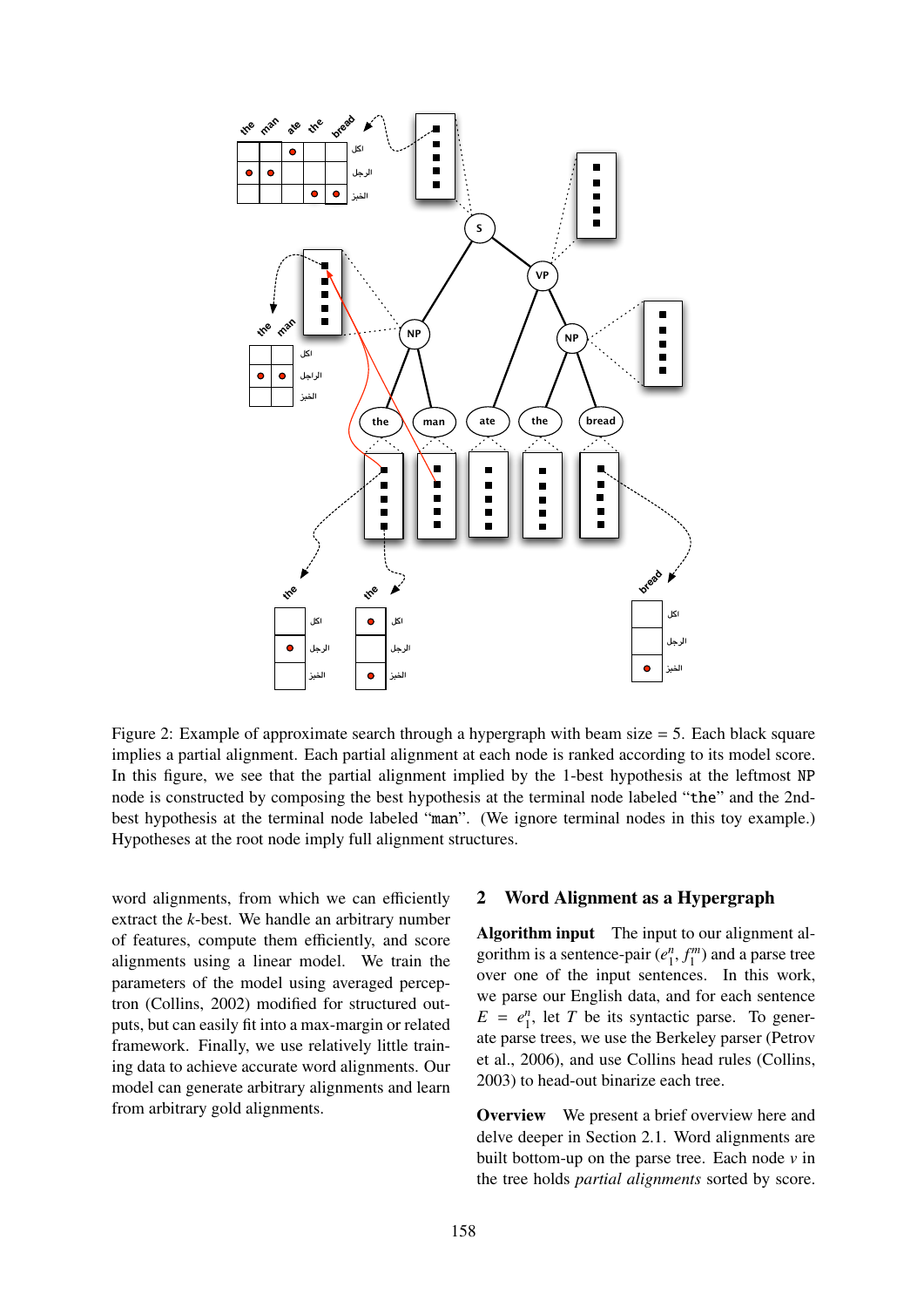Figure 2: Example of approximate search through a hypergraph with beam size = 5. Each black square implies a partial alignment. Each partial alignment at each node is ranked according to its model score. In this figure, we see that the partial alignment implied by the 1-best hypothesis at the leftmost NP node is constructed by composing the best hypothesis at the terminal node labeled "the" and the 2nd-best hypothesis at the terminal node labeled "man". (We ignore terminal nodes in this toy example.) Hypotheses at the root node imply full alignment structures.

word alignments, from which we can efficiently extract the $k$-best. We handle an arbitrary number of features, compute them efficiently, and score alignments using a linear model. We train the parameters of the model using averaged perceptron (Collins, 2002) modified for structured outputs, but can easily fit into a max-margin or related framework. Finally, we use relatively little training data to achieve accurate word alignments. Our model can generate arbitrary alignments and learn from arbitrary gold alignments.

## 2 Word Alignment as a Hypergraph

**Algorithm input** The input to our alignment algorithm is a sentence-pair $(e_1^n, f_1^m)$ and a parse tree over one of the input sentences. In this work, we parse our English data, and for each sentence $E = e_1^n$, let $T$ be its syntactic parse. To generate parse trees, we use the Berkeley parser (Petrov et al., 2006), and use Collins head rules (Collins, 2003) to head-out binarize each tree.

**Overview** We present a brief overview here and delve deeper in Section 2.1. Word alignments are built bottom-up on the parse tree. Each node $v$ in the tree holds *partial alignments* sorted by score.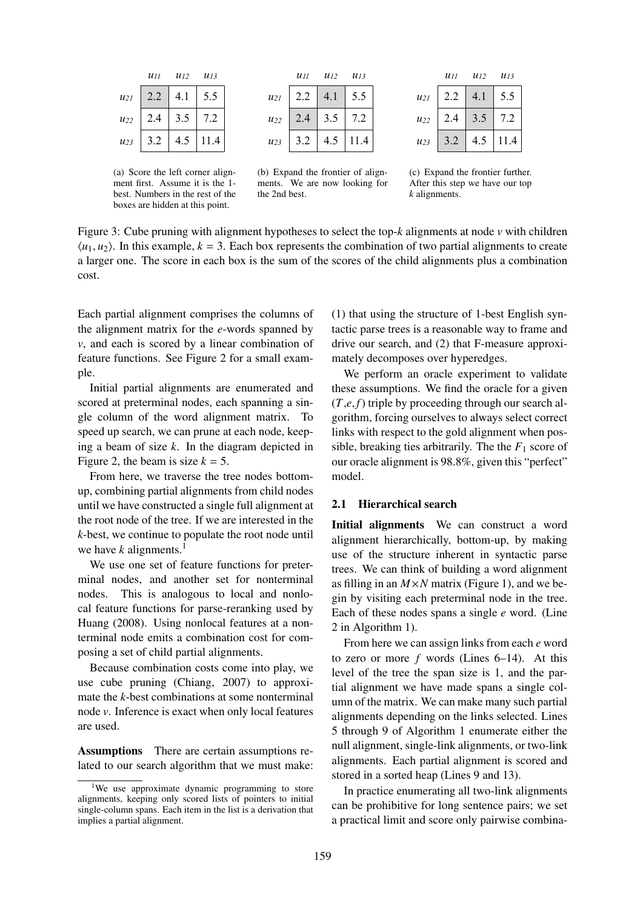|  | $u_{11}$ | $u_{12}$ | $u_{13}$ |
|---|---|---|---|
| $u_{21}$ | 2.2 | 4.1 | 5.5 |
| $u_{22}$ | 2.4 | 3.5 | 7.2 |
| $u_{23}$ | 3.2 | 4.5 | 11.4 |

(a) Score the left corner alignment first. Assume it is the 1-best. Numbers in the rest of the boxes are hidden at this point.

|  | $u_{11}$ | $u_{12}$ | $u_{13}$ |
|---|---|---|---|
| $u_{21}$ | 2.2 | 4.1 | 5.5 |
| $u_{22}$ | 2.4 | 3.5 | 7.2 |
| $u_{23}$ | 3.2 | 4.5 | 11.4 |

(b) Expand the frontier of alignments. We are now looking for the 2nd best.

|  | $u_{11}$ | $u_{12}$ | $u_{13}$ |
|---|---|---|---|
| $u_{21}$ | 2.2 | 4.1 | 5.5 |
| $u_{22}$ | 2.4 | 3.5 | 7.2 |
| $u_{23}$ | 3.2 | 4.5 | 11.4 |

(c) Expand the frontier further. After this step we have our top $k$ alignments.

Figure 3: Cube pruning with alignment hypotheses to select the top-$k$ alignments at node $v$ with children $\langle u_1, u_2 \rangle$. In this example, $k = 3$. Each box represents the combination of two partial alignments to create a larger one. The score in each box is the sum of the scores of the child alignments plus a combination cost.

Each partial alignment comprises the columns of the alignment matrix for the $e$-words spanned by $v$, and each is scored by a linear combination of feature functions. See Figure 2 for a small example.

Initial partial alignments are enumerated and scored at preterminal nodes, each spanning a single column of the word alignment matrix. To speed up search, we can prune at each node, keeping a beam of size $k$. In the diagram depicted in Figure 2, the beam is size $k = 5$.

From here, we traverse the tree nodes bottom-up, combining partial alignments from child nodes until we have constructed a single full alignment at the root node of the tree. If we are interested in the $k$-best, we continue to populate the root node until we have $k$ alignments.[1]

We use one set of feature functions for preterminal nodes, and another set for nonterminal nodes. This is analogous to local and nonlocal feature functions for parse-reranking used by Huang (2008). Using nonlocal features at a nonterminal node emits a combination cost for composing a set of child partial alignments.

Because combination costs come into play, we use cube pruning (Chiang, 2007) to approximate the $k$-best combinations at some nonterminal node $v$. Inference is exact when only local features are used.

**Assumptions** There are certain assumptions related to our search algorithm that we must make: (1) that using the structure of 1-best English syntactic parse trees is a reasonable way to frame and drive our search, and (2) that F-measure approximately decomposes over hyperedges.

We perform an oracle experiment to validate these assumptions. We find the oracle for a given $(T,e,f)$ triple by proceeding through our search algorithm, forcing ourselves to always select correct links with respect to the gold alignment when possible, breaking ties arbitrarily. The the $F_1$ score of our oracle alignment is 98.8%, given this "perfect" model.

## 2.1 Hierarchical search

**Initial alignments** We can construct a word alignment hierarchically, bottom-up, by making use of the structure inherent in syntactic parse trees. We can think of building a word alignment as filling in an $M \times N$ matrix (Figure 1), and we begin by visiting each preterminal node in the tree. Each of these nodes spans a single $e$ word. (Line 2 in Algorithm 1).

From here we can assign links from each $e$ word to zero or more $f$ words (Lines 6–14). At this level of the tree the span size is 1, and the partial alignment we have made spans a single column of the matrix. We can make many such partial alignments depending on the links selected. Lines 5 through 9 of Algorithm 1 enumerate either the null alignment, single-link alignments, or two-link alignments. Each partial alignment is scored and stored in a sorted heap (Lines 9 and 13).

In practice enumerating all two-link alignments can be prohibitive for long sentence pairs; we set a practical limit and score only pairwise combina-

[1] We use approximate dynamic programming to store alignments, keeping only scored lists of pointers to initial single-column spans. Each item in the list is a derivation that implies a partial alignment.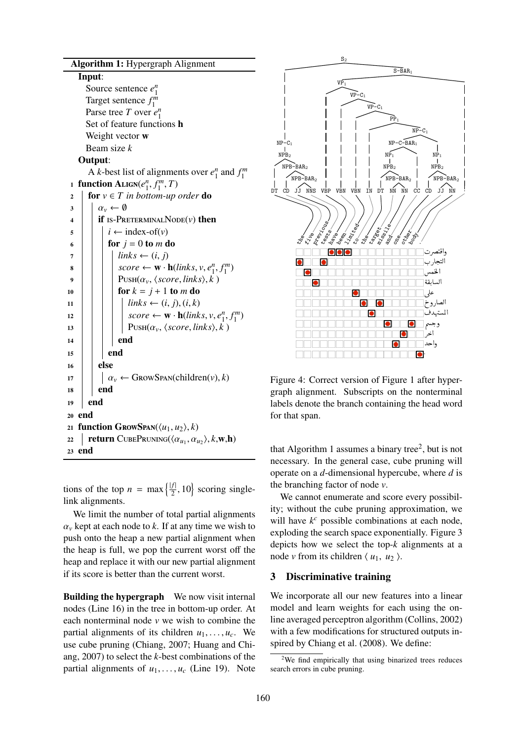**Algorithm 1:** Hypergraph Alignment

```
   Input:
     Source sentence e_1^n
     Target sentence f_1^m
     Parse tree T over e_1^n
     Set of feature functions h
     Weight vector w
     Beam size k
   Output:
     A k-best list of alignments over e_1^n and f_1^m
 1 function ALIGN(e_1^n, f_1^m, T)
 2   for v ∈ T in bottom-up order do
 3     α_v ← ∅
 4     if IS-PRETERMINALNODE(v) then
 5       i ← index-of(v)
 6       for j = 0 to m do
 7         links ← (i, j)
 8         score ← w · h(links, v, e_1^n, f_1^m)
 9         PUSH(α_v, ⟨score, links⟩, k)
10         for k = j + 1 to m do
11           links ← (i, j), (i, k)
12           score ← w · h(links, v, e_1^n, f_1^m)
13           PUSH(α_v, ⟨score, links⟩, k)
14         end
15       end
16     else
17       α_v ← GROWSPAN(children(v), k)
18     end
19   end
20 end
21 function GROWSPAN(⟨u_1, u_2⟩, k)
22   return CUBEPRUNING(⟨α_{u_1}, α_{u_2}⟩, k, w, h)
23 end
```

tions of the top $n = \max\left\{\frac{|f|}{2}, 10\right\}$ scoring single-link alignments.

We limit the number of total partial alignments $\alpha_v$ kept at each node to $k$. If at any time we wish to push onto the heap a new partial alignment when the heap is full, we pop the current worst off the heap and replace it with our new partial alignment if its score is better than the current worst.

**Building the hypergraph** We now visit internal nodes (Line 16) in the tree in bottom-up order. At each nonterminal node $v$ we wish to combine the partial alignments of its children $u_1, \ldots, u_c$. We use cube pruning (Chiang, 2007; Huang and Chiang, 2007) to select the $k$-best combinations of the partial alignments of $u_1, \ldots, u_c$ (Line 19). Note that Algorithm 1 assumes a binary tree[2], but is not necessary. In the general case, cube pruning will operate on a $d$-dimensional hypercube, where $d$ is the branching factor of node $v$.

We cannot enumerate and score every possibility; without the cube pruning approximation, we will have $k^c$ possible combinations at each node, exploding the search space exponentially. Figure 3 depicts how we select the top-$k$ alignments at a node $v$ from its children $\langle u_1, u_2 \rangle$.

Figure 4: Correct version of Figure 1 after hypergraph alignment. Subscripts on the nonterminal labels denote the branch containing the head word for that span.

## 3 Discriminative training

We incorporate all our new features into a linear model and learn weights for each using the online averaged perceptron algorithm (Collins, 2002) with a few modifications for structured outputs inspired by Chiang et al. (2008). We define:

[2] We find empirically that using binarized trees reduces search errors in cube pruning.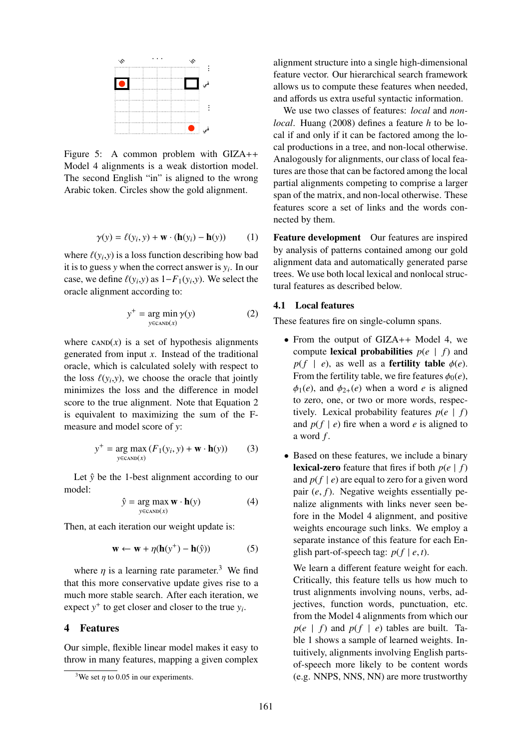Figure 5: A common problem with GIZA++ Model 4 alignments is a weak distortion model. The second English "in" is aligned to the wrong Arabic token. Circles show the gold alignment.

$$\gamma(y) = \ell(y_i, y) + \mathbf{w} \cdot (\mathbf{h}(y_i) - \mathbf{h}(y)) \quad (1)$$

where $\ell(y_i, y)$ is a loss function describing how bad it is to guess $y$ when the correct answer is $y_i$. In our case, we define $\ell(y_i, y)$ as $1 - F_1(y_i, y)$. We select the oracle alignment according to:

$$y^+ = \arg\min_{y \in \textsc{cand}(x)} \gamma(y) \quad (2)$$

where $\textsc{cand}(x)$ is a set of hypothesis alignments generated from input $x$. Instead of the traditional oracle, which is calculated solely with respect to the loss $\ell(y_i, y)$, we choose the oracle that jointly minimizes the loss and the difference in model score to the true alignment. Note that Equation 2 is equivalent to maximizing the sum of the F-measure and model score of $y$:

$$y^+ = \arg\max_{y \in \textsc{cand}(x)} (F_1(y_i, y) + \mathbf{w} \cdot \mathbf{h}(y)) \quad (3)$$

Let $\hat{y}$ be the 1-best alignment according to our model:

$$\hat{y} = \arg\max_{y \in \textsc{cand}(x)} \mathbf{w} \cdot \mathbf{h}(y) \quad (4)$$

Then, at each iteration our weight update is:

$$\mathbf{w} \leftarrow \mathbf{w} + \eta(\mathbf{h}(y^+) - \mathbf{h}(\hat{y})) \quad (5)$$

where $\eta$ is a learning rate parameter.[3] We find that this more conservative update gives rise to a much more stable search. After each iteration, we expect $y^+$ to get closer and closer to the true $y_i$.

## 4 Features

Our simple, flexible linear model makes it easy to throw in many features, mapping a given complex alignment structure into a single high-dimensional feature vector. Our hierarchical search framework allows us to compute these features when needed, and affords us extra useful syntactic information.

We use two classes of features: *local* and *non-local*. Huang (2008) defines a feature $h$ to be local if and only if it can be factored among the local productions in a tree, and non-local otherwise. Analogously for alignments, our class of local features are those that can be factored among the local partial alignments competing to comprise a larger span of the matrix, and non-local otherwise. These features score a set of links and the words connected by them.

**Feature development** Our features are inspired by analysis of patterns contained among our gold alignment data and automatically generated parse trees. We use both local lexical and nonlocal structural features as described below.

### 4.1 Local features

These features fire on single-column spans.

- From the output of GIZA++ Model 4, we compute **lexical probabilities** $p(e \mid f)$ and $p(f \mid e)$, as well as a **fertility table** $\phi(e)$. From the fertility table, we fire features $\phi_0(e)$, $\phi_1(e)$, and $\phi_{2+}(e)$ when a word $e$ is aligned to zero, one, or two or more words, respectively. Lexical probability features $p(e \mid f)$ and $p(f \mid e)$ fire when a word $e$ is aligned to a word $f$.

- Based on these features, we include a binary **lexical-zero** feature that fires if both $p(e \mid f)$ and $p(f \mid e)$ are equal to zero for a given word pair $(e, f)$. Negative weights essentially penalize alignments with links never seen before in the Model 4 alignment, and positive weights encourage such links. We employ a separate instance of this feature for each English part-of-speech tag: $p(f \mid e, t)$.

  We learn a different feature weight for each. Critically, this feature tells us how much to trust alignments involving nouns, verbs, adjectives, function words, punctuation, etc. from the Model 4 alignments from which our $p(e \mid f)$ and $p(f \mid e)$ tables are built. Table 1 shows a sample of learned weights. Intuitively, alignments involving English parts-of-speech more likely to be content words (e.g. NNPS, NNS, NN) are more trustworthy

[3] We set $\eta$ to 0.05 in our experiments.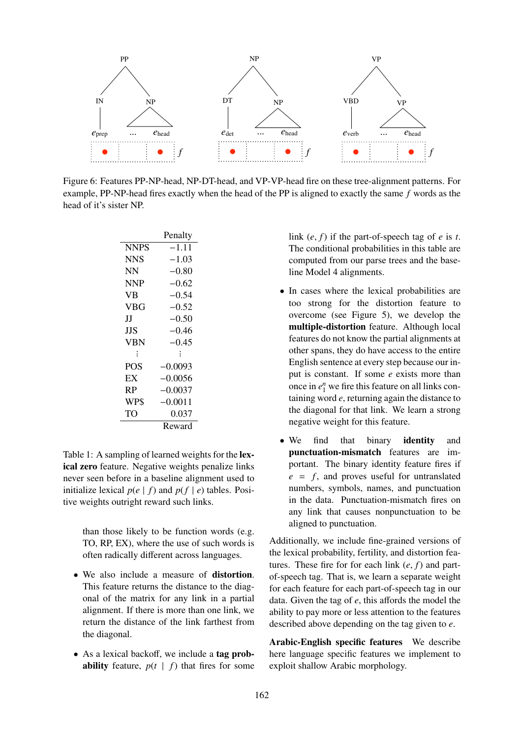Figure 6: Features PP-NP-head, NP-DT-head, and VP-VP-head fire on these tree-alignment patterns. For example, PP-NP-head fires exactly when the head of the PP is aligned to exactly the same $f$ words as the head of it's sister NP.

| | Penalty |
|---|---|
| NNPS | −1.11 |
| NNS | −1.03 |
| NN | −0.80 |
| NNP | −0.62 |
| VB | −0.54 |
| VBG | −0.52 |
| JJ | −0.50 |
| JJS | −0.46 |
| VBN | −0.45 |
| ⋮ | ⋮ |
| POS | −0.0093 |
| EX | −0.0056 |
| RP | −0.0037 |
| WP$ | −0.0011 |
| TO | 0.037 |
| | Reward |

Table 1: A sampling of learned weights for the **lexical zero** feature. Negative weights penalize links never seen before in a baseline alignment used to initialize lexical $p(e \mid f)$ and $p(f \mid e)$ tables. Positive weights outright reward such links.

than those likely to be function words (e.g. TO, RP, EX), where the use of such words is often radically different across languages.

- We also include a measure of **distortion**. This feature returns the distance to the diagonal of the matrix for any link in a partial alignment. If there is more than one link, we return the distance of the link farthest from the diagonal.

- As a lexical backoff, we include a **tag probability** feature, $p(t \mid f)$ that fires for some link $(e, f)$ if the part-of-speech tag of $e$ is $t$. The conditional probabilities in this table are computed from our parse trees and the baseline Model 4 alignments.

- In cases where the lexical probabilities are too strong for the distortion feature to overcome (see Figure 5), we develop the **multiple-distortion** feature. Although local features do not know the partial alignments at other spans, they do have access to the entire English sentence at every step because our input is constant. If some $e$ exists more than once in $e_1^n$ we fire this feature on all links containing word $e$, returning again the distance to the diagonal for that link. We learn a strong negative weight for this feature.

- We find that binary **identity** and **punctuation-mismatch** features are important. The binary identity feature fires if $e = f$, and proves useful for untranslated numbers, symbols, names, and punctuation in the data. Punctuation-mismatch fires on any link that causes nonpunctuation to be aligned to punctuation.

Additionally, we include fine-grained versions of the lexical probability, fertility, and distortion features. These fire for for each link $(e, f)$ and part-of-speech tag. That is, we learn a separate weight for each feature for each part-of-speech tag in our data. Given the tag of $e$, this affords the model the ability to pay more or less attention to the features described above depending on the tag given to $e$.

**Arabic-English specific features** We describe here language specific features we implement to exploit shallow Arabic morphology.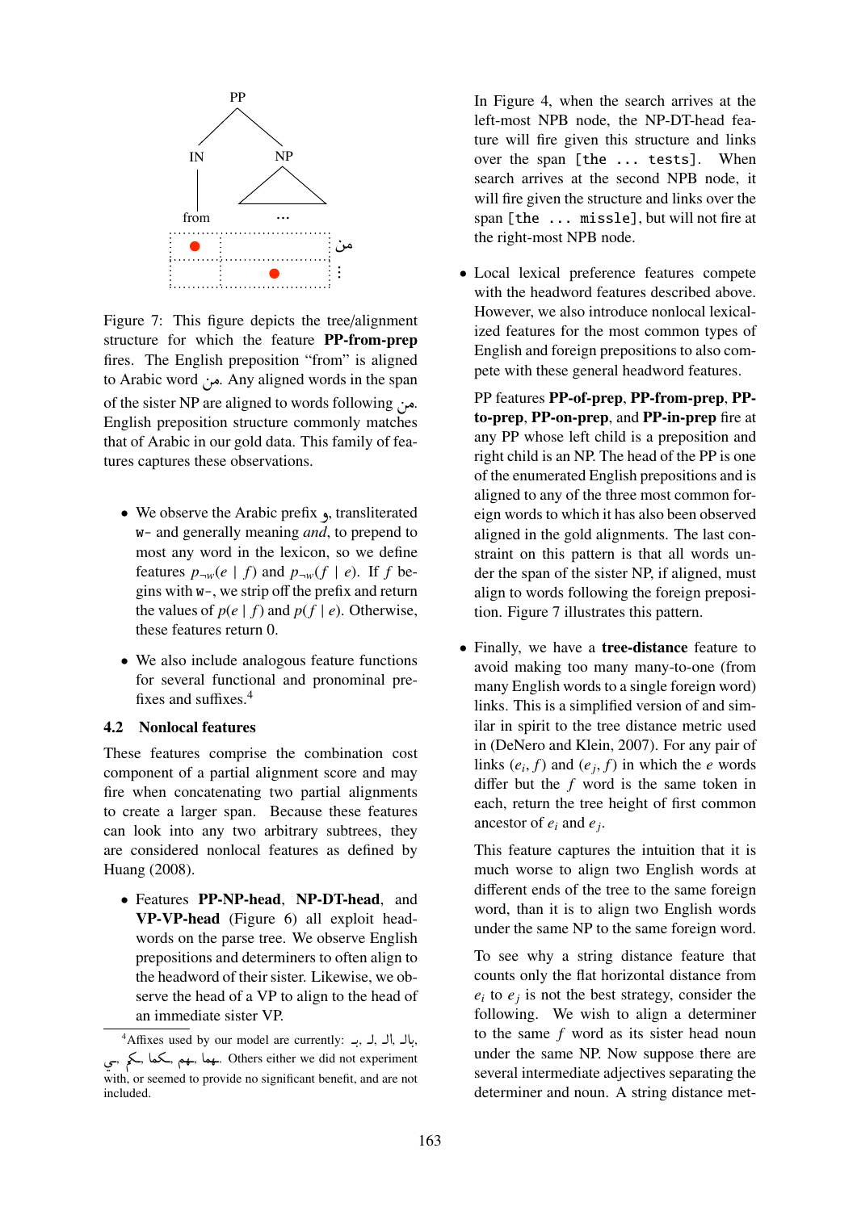Figure 7: This figure depicts the tree/alignment structure for which the feature **PP-from-prep** fires. The English preposition "from" is aligned to Arabic word من. Any aligned words in the span of the sister NP are aligned to words following من. English preposition structure commonly matches that of Arabic in our gold data. This family of features captures these observations.

- We observe the Arabic prefix و, transliterated `w-` and generally meaning *and*, to prepend to most any word in the lexicon, so we define features $p_{\neg w}(e \mid f)$ and $p_{\neg w}(f \mid e)$. If $f$ begins with `w-`, we strip off the prefix and return the values of $p(e \mid f)$ and $p(f \mid e)$. Otherwise, these features return 0.

- We also include analogous feature functions for several functional and pronominal prefixes and suffixes.[4]

### 4.2 Nonlocal features

These features comprise the combination cost component of a partial alignment score and may fire when concatenating two partial alignments to create a larger span. Because these features can look into any two arbitrary subtrees, they are considered nonlocal features as defined by Huang (2008).

- Features **PP-NP-head**, **NP-DT-head**, and **VP-VP-head** (Figure 6) all exploit headwords on the parse tree. We observe English prepositions and determiners to often align to the headword of their sister. Likewise, we observe the head of a VP to align to the head of an immediate sister VP.

In Figure 4, when the search arrives at the left-most NPB node, the NP-DT-head feature will fire given this structure and links over the span `[the ... tests]`. When search arrives at the second NPB node, it will fire given the structure and links over the span `[the ... missle]`, but will not fire at the right-most NPB node.

- Local lexical preference features compete with the headword features described above. However, we also introduce nonlocal lexicalized features for the most common types of English and foreign prepositions to also compete with these general headword features.

  PP features **PP-of-prep**, **PP-from-prep**, **PP-to-prep**, **PP-on-prep**, and **PP-in-prep** fire at any PP whose left child is a preposition and right child is an NP. The head of the PP is one of the enumerated English prepositions and is aligned to any of the three most common foreign words to which it has also been observed aligned in the gold alignments. The last constraint on this pattern is that all words under the span of the sister NP, if aligned, must align to words following the foreign preposition. Figure 7 illustrates this pattern.

- Finally, we have a **tree-distance** feature to avoid making too many many-to-one (from many English words to a single foreign word) links. This is a simplified version of and similar in spirit to the tree distance metric used in (DeNero and Klein, 2007). For any pair of links $(e_i, f)$ and $(e_j, f)$ in which the $e$ words differ but the $f$ word is the same token in each, return the tree height of first common ancestor of $e_i$ and $e_j$.

  This feature captures the intuition that it is much worse to align two English words at different ends of the tree to the same foreign word, than it is to align two English words under the same NP to the same foreign word.

  To see why a string distance feature that counts only the flat horizontal distance from $e_i$ to $e_j$ is not the best strategy, consider the following. We wish to align a determiner to the same $f$ word as its sister head noun under the same NP. Now suppose there are several intermediate adjectives separating the determiner and noun. A string distance met-

[4] Affixes used by our model are currently: بـ, لـ, ال, بال, ـي, ـكم, ـكما, ـهم, ـهما. Others either we did not experiment with, or seemed to provide no significant benefit, and are not included.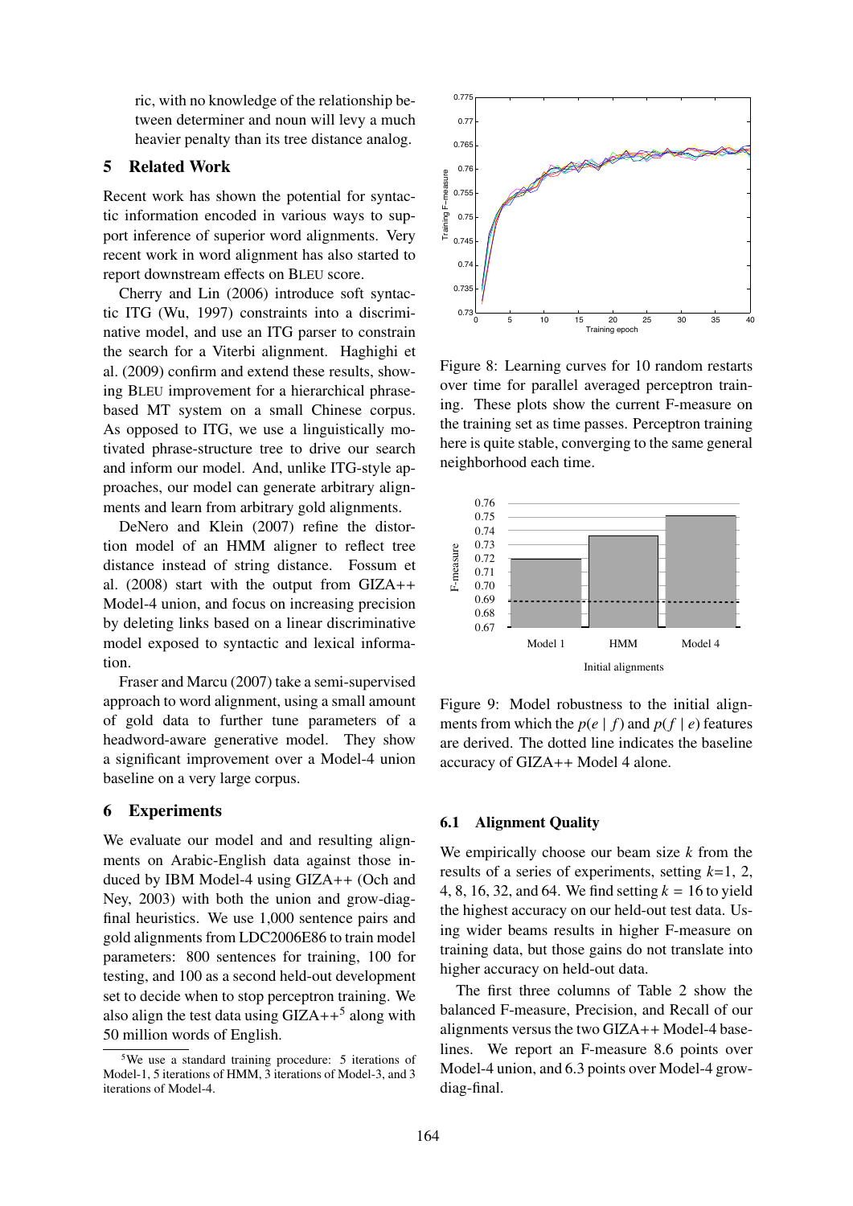ric, with no knowledge of the relationship between determiner and noun will levy a much heavier penalty than its tree distance analog.

## 5 Related Work

Recent work has shown the potential for syntactic information encoded in various ways to support inference of superior word alignments. Very recent work in word alignment has also started to report downstream effects on BLEU score.

Cherry and Lin (2006) introduce soft syntactic ITG (Wu, 1997) constraints into a discriminative model, and use an ITG parser to constrain the search for a Viterbi alignment. Haghighi et al. (2009) confirm and extend these results, showing BLEU improvement for a hierarchical phrase-based MT system on a small Chinese corpus. As opposed to ITG, we use a linguistically motivated phrase-structure tree to drive our search and inform our model. And, unlike ITG-style approaches, our model can generate arbitrary alignments and learn from arbitrary gold alignments.

DeNero and Klein (2007) refine the distortion model of an HMM aligner to reflect tree distance instead of string distance. Fossum et al. (2008) start with the output from GIZA++ Model-4 union, and focus on increasing precision by deleting links based on a linear discriminative model exposed to syntactic and lexical information.

Fraser and Marcu (2007) take a semi-supervised approach to word alignment, using a small amount of gold data to further tune parameters of a headword-aware generative model. They show a significant improvement over a Model-4 union baseline on a very large corpus.

## 6 Experiments

We evaluate our model and and resulting alignments on Arabic-English data against those induced by IBM Model-4 using GIZA++ (Och and Ney, 2003) with both the union and grow-diag-final heuristics. We use 1,000 sentence pairs and gold alignments from LDC2006E86 to train model parameters: 800 sentences for training, 100 for testing, and 100 as a second held-out development set to decide when to stop perceptron training. We also align the test data using GIZA++[5] along with 50 million words of English.

[5] We use a standard training procedure: 5 iterations of Model-1, 5 iterations of HMM, 3 iterations of Model-3, and 3 iterations of Model-4.

Figure 8: Learning curves for 10 random restarts over time for parallel averaged perceptron training. These plots show the current F-measure on the training set as time passes. Perceptron training here is quite stable, converging to the same general neighborhood each time.

Figure 9: Model robustness to the initial alignments from which the $p(e \mid f)$ and $p(f \mid e)$ features are derived. The dotted line indicates the baseline accuracy of GIZA++ Model 4 alone.

### 6.1 Alignment Quality

We empirically choose our beam size $k$ from the results of a series of experiments, setting $k$=1, 2, 4, 8, 16, 32, and 64. We find setting $k = 16$ to yield the highest accuracy on our held-out test data. Using wider beams results in higher F-measure on training data, but those gains do not translate into higher accuracy on held-out data.

The first three columns of Table 2 show the balanced F-measure, Precision, and Recall of our alignments versus the two GIZA++ Model-4 baselines. We report an F-measure 8.6 points over Model-4 union, and 6.3 points over Model-4 grow-diag-final.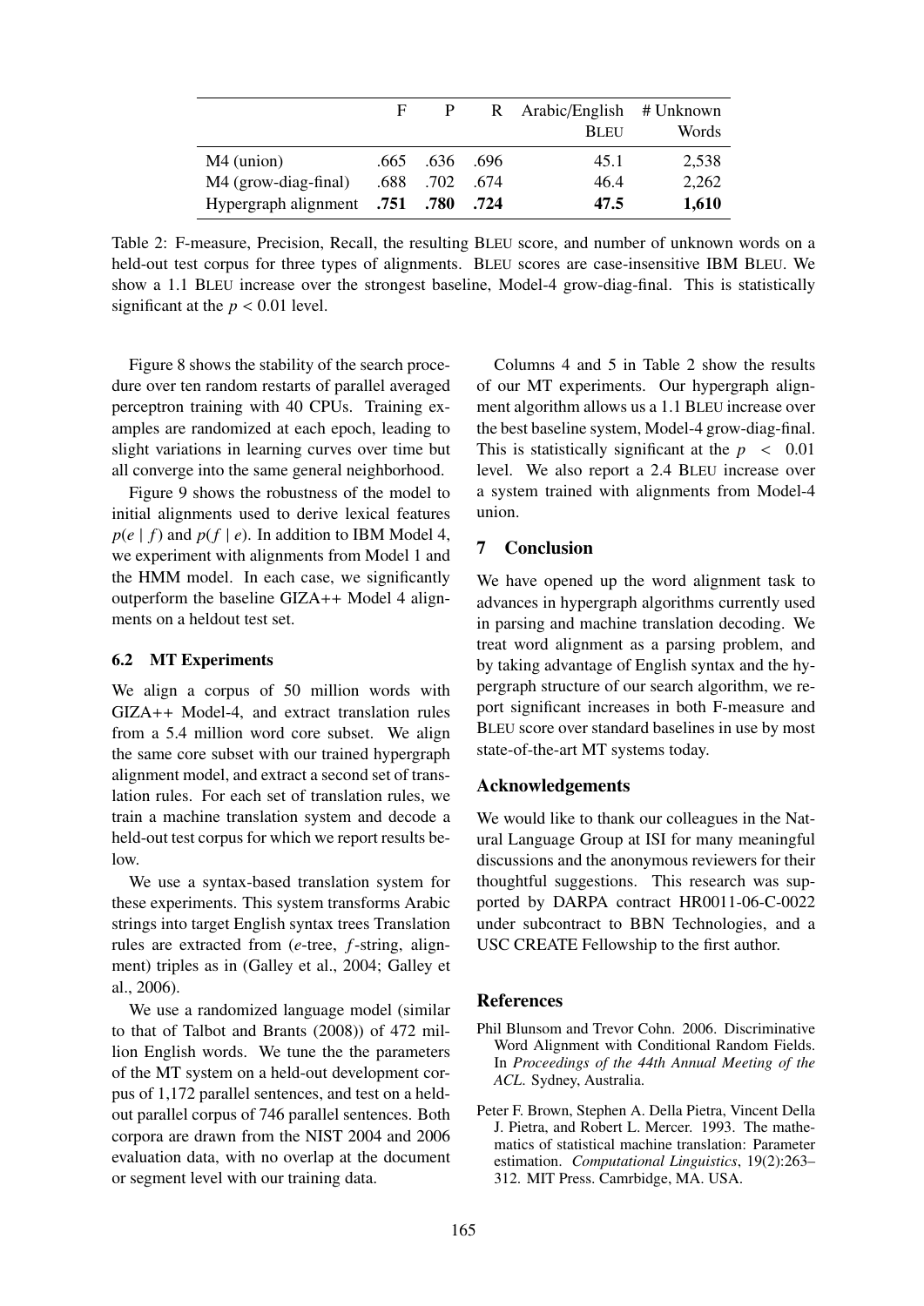| | F | P | R | Arabic/English BLEU | # Unknown Words |
|---|---|---|---|---|---|
| M4 (union) | .665 | .636 | .696 | 45.1 | 2,538 |
| M4 (grow-diag-final) | .688 | .702 | .674 | 46.4 | 2,262 |
| Hypergraph alignment | **.751** | **.780** | **.724** | **47.5** | **1,610** |

Table 2: F-measure, Precision, Recall, the resulting BLEU score, and number of unknown words on a held-out test corpus for three types of alignments. BLEU scores are case-insensitive IBM BLEU. We show a 1.1 BLEU increase over the strongest baseline, Model-4 grow-diag-final. This is statistically significant at the $p < 0.01$ level.

Figure 8 shows the stability of the search procedure over ten random restarts of parallel averaged perceptron training with 40 CPUs. Training examples are randomized at each epoch, leading to slight variations in learning curves over time but all converge into the same general neighborhood.

Figure 9 shows the robustness of the model to initial alignments used to derive lexical features $p(e \mid f)$ and $p(f \mid e)$. In addition to IBM Model 4, we experiment with alignments from Model 1 and the HMM model. In each case, we significantly outperform the baseline GIZA++ Model 4 alignments on a heldout test set.

### 6.2 MT Experiments

We align a corpus of 50 million words with GIZA++ Model-4, and extract translation rules from a 5.4 million word core subset. We align the same core subset with our trained hypergraph alignment model, and extract a second set of translation rules. For each set of translation rules, we train a machine translation system and decode a held-out test corpus for which we report results below.

We use a syntax-based translation system for these experiments. This system transforms Arabic strings into target English syntax trees Translation rules are extracted from ($e$-tree, $f$-string, alignment) triples as in (Galley et al., 2004; Galley et al., 2006).

We use a randomized language model (similar to that of Talbot and Brants (2008)) of 472 million English words. We tune the the parameters of the MT system on a held-out development corpus of 1,172 parallel sentences, and test on a held-out parallel corpus of 746 parallel sentences. Both corpora are drawn from the NIST 2004 and 2006 evaluation data, with no overlap at the document or segment level with our training data.

Columns 4 and 5 in Table 2 show the results of our MT experiments. Our hypergraph alignment algorithm allows us a 1.1 BLEU increase over the best baseline system, Model-4 grow-diag-final. This is statistically significant at the $p < 0.01$ level. We also report a 2.4 BLEU increase over a system trained with alignments from Model-4 union.

## 7 Conclusion

We have opened up the word alignment task to advances in hypergraph algorithms currently used in parsing and machine translation decoding. We treat word alignment as a parsing problem, and by taking advantage of English syntax and the hypergraph structure of our search algorithm, we report significant increases in both F-measure and BLEU score over standard baselines in use by most state-of-the-art MT systems today.

## Acknowledgements

We would like to thank our colleagues in the Natural Language Group at ISI for many meaningful discussions and the anonymous reviewers for their thoughtful suggestions. This research was supported by DARPA contract HR0011-06-C-0022 under subcontract to BBN Technologies, and a USC CREATE Fellowship to the first author.

## References

Phil Blunsom and Trevor Cohn. 2006. Discriminative Word Alignment with Conditional Random Fields. In *Proceedings of the 44th Annual Meeting of the ACL*. Sydney, Australia.

Peter F. Brown, Stephen A. Della Pietra, Vincent Della J. Pietra, and Robert L. Mercer. 1993. The mathematics of statistical machine translation: Parameter estimation. *Computational Linguistics*, 19(2):263–312. MIT Press. Camrbidge, MA. USA.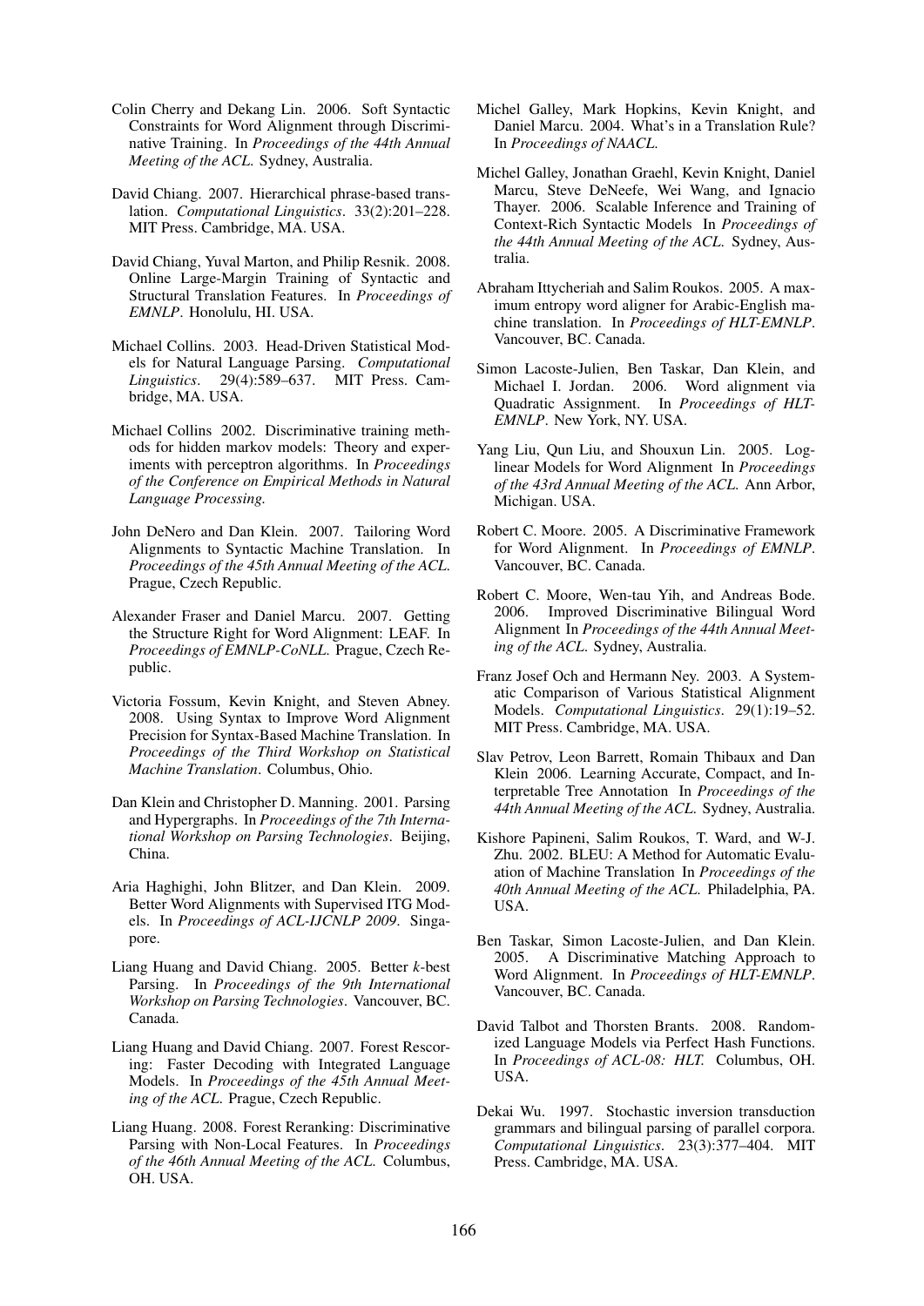Colin Cherry and Dekang Lin. 2006. Soft Syntactic Constraints for Word Alignment through Discriminative Training. In *Proceedings of the 44th Annual Meeting of the ACL.* Sydney, Australia.

David Chiang. 2007. Hierarchical phrase-based translation. *Computational Linguistics*. 33(2):201–228. MIT Press. Cambridge, MA. USA.

David Chiang, Yuval Marton, and Philip Resnik. 2008. Online Large-Margin Training of Syntactic and Structural Translation Features. In *Proceedings of EMNLP*. Honolulu, HI. USA.

Michael Collins. 2003. Head-Driven Statistical Models for Natural Language Parsing. *Computational Linguistics*. 29(4):589–637. MIT Press. Cambridge, MA. USA.

Michael Collins 2002. Discriminative training methods for hidden markov models: Theory and experiments with perceptron algorithms. In *Proceedings of the Conference on Empirical Methods in Natural Language Processing.*

John DeNero and Dan Klein. 2007. Tailoring Word Alignments to Syntactic Machine Translation. In *Proceedings of the 45th Annual Meeting of the ACL.* Prague, Czech Republic.

Alexander Fraser and Daniel Marcu. 2007. Getting the Structure Right for Word Alignment: LEAF. In *Proceedings of EMNLP-CoNLL.* Prague, Czech Republic.

Victoria Fossum, Kevin Knight, and Steven Abney. 2008. Using Syntax to Improve Word Alignment Precision for Syntax-Based Machine Translation. In *Proceedings of the Third Workshop on Statistical Machine Translation*. Columbus, Ohio.

Dan Klein and Christopher D. Manning. 2001. Parsing and Hypergraphs. In *Proceedings of the 7th International Workshop on Parsing Technologies*. Beijing, China.

Aria Haghighi, John Blitzer, and Dan Klein. 2009. Better Word Alignments with Supervised ITG Models. In *Proceedings of ACL-IJCNLP 2009*. Singapore.

Liang Huang and David Chiang. 2005. Better *k*-best Parsing. In *Proceedings of the 9th International Workshop on Parsing Technologies*. Vancouver, BC. Canada.

Liang Huang and David Chiang. 2007. Forest Rescoring: Faster Decoding with Integrated Language Models. In *Proceedings of the 45th Annual Meeting of the ACL.* Prague, Czech Republic.

Liang Huang. 2008. Forest Reranking: Discriminative Parsing with Non-Local Features. In *Proceedings of the 46th Annual Meeting of the ACL.* Columbus, OH. USA.

Michel Galley, Mark Hopkins, Kevin Knight, and Daniel Marcu. 2004. What's in a Translation Rule? In *Proceedings of NAACL.*

Michel Galley, Jonathan Graehl, Kevin Knight, Daniel Marcu, Steve DeNeefe, Wei Wang, and Ignacio Thayer. 2006. Scalable Inference and Training of Context-Rich Syntactic Models In *Proceedings of the 44th Annual Meeting of the ACL.* Sydney, Australia.

Abraham Ittycheriah and Salim Roukos. 2005. A maximum entropy word aligner for Arabic-English machine translation. In *Proceedings of HLT-EMNLP*. Vancouver, BC. Canada.

Simon Lacoste-Julien, Ben Taskar, Dan Klein, and Michael I. Jordan. 2006. Word alignment via Quadratic Assignment. In *Proceedings of HLT-EMNLP*. New York, NY. USA.

Yang Liu, Qun Liu, and Shouxun Lin. 2005. Log-linear Models for Word Alignment In *Proceedings of the 43rd Annual Meeting of the ACL.* Ann Arbor, Michigan. USA.

Robert C. Moore. 2005. A Discriminative Framework for Word Alignment. In *Proceedings of EMNLP*. Vancouver, BC. Canada.

Robert C. Moore, Wen-tau Yih, and Andreas Bode. 2006. Improved Discriminative Bilingual Word Alignment In *Proceedings of the 44th Annual Meeting of the ACL.* Sydney, Australia.

Franz Josef Och and Hermann Ney. 2003. A Systematic Comparison of Various Statistical Alignment Models. *Computational Linguistics*. 29(1):19–52. MIT Press. Cambridge, MA. USA.

Slav Petrov, Leon Barrett, Romain Thibaux and Dan Klein 2006. Learning Accurate, Compact, and Interpretable Tree Annotation In *Proceedings of the 44th Annual Meeting of the ACL.* Sydney, Australia.

Kishore Papineni, Salim Roukos, T. Ward, and W-J. Zhu. 2002. BLEU: A Method for Automatic Evaluation of Machine Translation In *Proceedings of the 40th Annual Meeting of the ACL.* Philadelphia, PA. USA.

Ben Taskar, Simon Lacoste-Julien, and Dan Klein. 2005. A Discriminative Matching Approach to Word Alignment. In *Proceedings of HLT-EMNLP*. Vancouver, BC. Canada.

David Talbot and Thorsten Brants. 2008. Randomized Language Models via Perfect Hash Functions. In *Proceedings of ACL-08: HLT.* Columbus, OH. USA.

Dekai Wu. 1997. Stochastic inversion transduction grammars and bilingual parsing of parallel corpora. *Computational Linguistics*. 23(3):377–404. MIT Press. Cambridge, MA. USA.